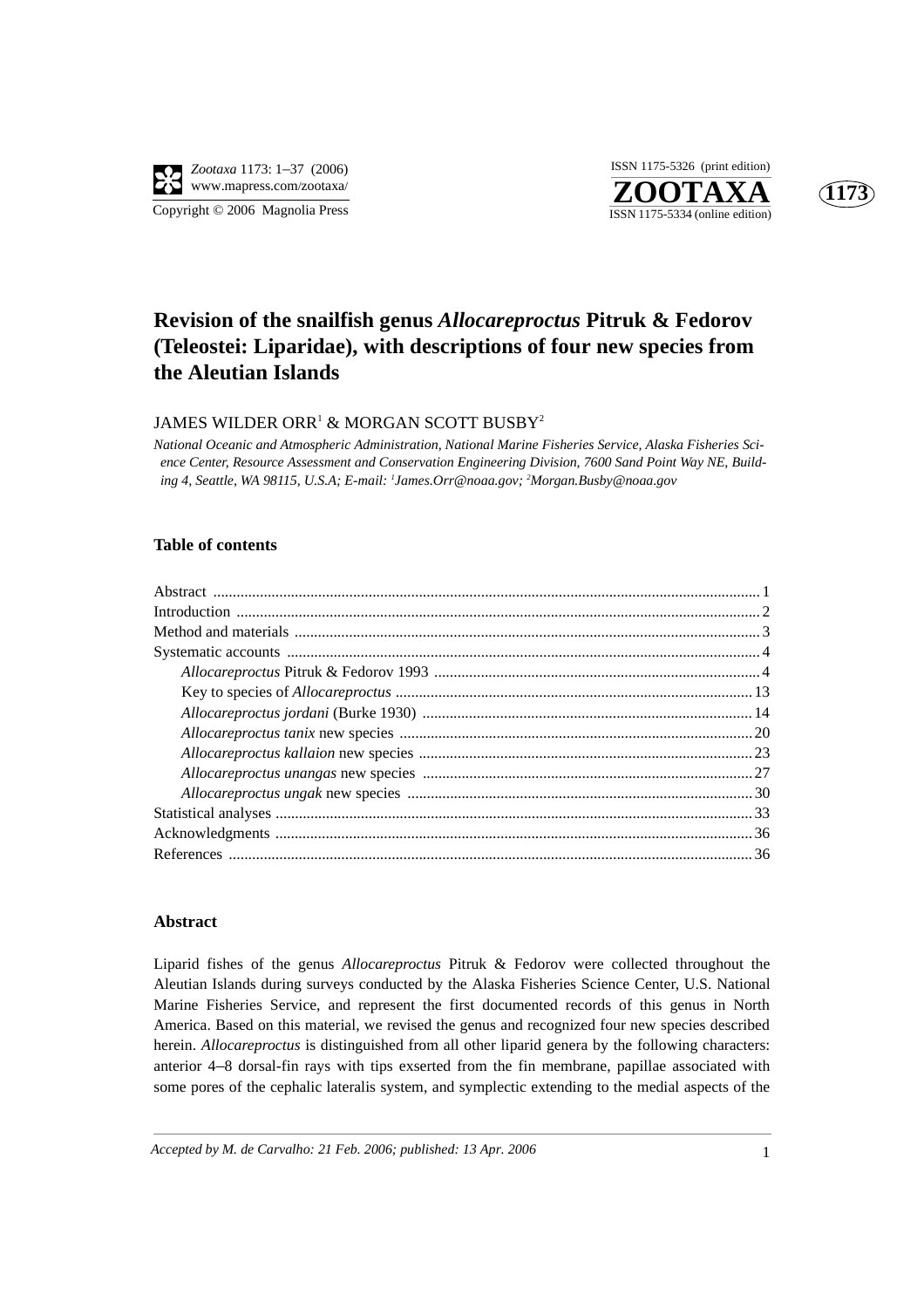# Revision of the snailfish genus *Allocareproctus* Pitruk & Fedorov (Teleostei: Liparidae), with descriptions of four new species from the Aleutian Islands

JAMES WILDER ORR[1] & MORGAN SCOTT BUSBY[2]

*National Oceanic and Atmospheric Administration, National Marine Fisheries Service, Alaska Fisheries Science Center, Resource Assessment and Conservation Engineering Division, 7600 Sand Point Way NE, Building 4, Seattle, WA 98115, U.S.A; E-mail: [1]James.Orr@noaa.gov; [2]Morgan.Busby@noaa.gov*

## Table of contents

- Abstract ... 1
- Introduction ... 2
- Method and materials ... 3
- Systematic accounts ... 4
  - *Allocareproctus* Pitruk & Fedorov 1993 ... 4
  - Key to species of *Allocareproctus* ... 13
  - *Allocareproctus jordani* (Burke 1930) ... 14
  - *Allocareproctus tanix* new species ... 20
  - *Allocareproctus kallaion* new species ... 23
  - *Allocareproctus unangas* new species ... 27
  - *Allocareproctus ungak* new species ... 30
- Statistical analyses ... 33
- Acknowledgments ... 36
- References ... 36

## Abstract

Liparid fishes of the genus *Allocareproctus* Pitruk & Fedorov were collected throughout the Aleutian Islands during surveys conducted by the Alaska Fisheries Science Center, U.S. National Marine Fisheries Service, and represent the first documented records of this genus in North America. Based on this material, we revised the genus and recognized four new species described herein. *Allocareproctus* is distinguished from all other liparid genera by the following characters: anterior 4–8 dorsal-fin rays with tips exserted from the fin membrane, papillae associated with some pores of the cephalic lateralis system, and symplectic extending to the medial aspects of the

*Accepted by M. de Carvalho: 21 Feb. 2006; published: 13 Apr. 2006*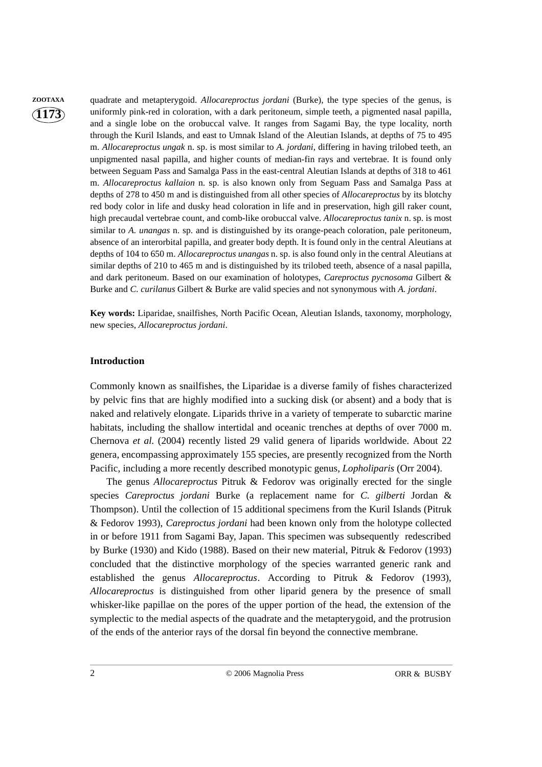quadrate and metapterygoid. *Allocareproctus jordani* (Burke), the type species of the genus, is uniformly pink-red in coloration, with a dark peritoneum, simple teeth, a pigmented nasal papilla, and a single lobe on the orobuccal valve. It ranges from Sagami Bay, the type locality, north through the Kuril Islands, and east to Umnak Island of the Aleutian Islands, at depths of 75 to 495 m. *Allocareproctus ungak* n. sp. is most similar to *A. jordani*, differing in having trilobed teeth, an unpigmented nasal papilla, and higher counts of median-fin rays and vertebrae. It is found only between Seguam Pass and Samalga Pass in the east-central Aleutian Islands at depths of 318 to 461 m. *Allocareproctus kallaion* n. sp. is also known only from Seguam Pass and Samalga Pass at depths of 278 to 450 m and is distinguished from all other species of *Allocareproctus* by its blotchy red body color in life and dusky head coloration in life and in preservation, high gill raker count, high precaudal vertebrae count, and comb-like orobuccal valve. *Allocareproctus tanix* n. sp. is most similar to *A. unangas* n. sp. and is distinguished by its orange-peach coloration, pale peritoneum, absence of an interorbital papilla, and greater body depth. It is found only in the central Aleutians at depths of 104 to 650 m. *Allocareproctus unangas* n. sp. is also found only in the central Aleutians at similar depths of 210 to 465 m and is distinguished by its trilobed teeth, absence of a nasal papilla, and dark peritoneum. Based on our examination of holotypes, *Careproctus pycnosoma* Gilbert & Burke and *C. curilanus* Gilbert & Burke are valid species and not synonymous with *A. jordani*.

**Key words:** Liparidae, snailfishes, North Pacific Ocean, Aleutian Islands, taxonomy, morphology, new species, *Allocareproctus jordani*.

## Introduction

Commonly known as snailfishes, the Liparidae is a diverse family of fishes characterized by pelvic fins that are highly modified into a sucking disk (or absent) and a body that is naked and relatively elongate. Liparids thrive in a variety of temperate to subarctic marine habitats, including the shallow intertidal and oceanic trenches at depths of over 7000 m. Chernova *et al.* (2004) recently listed 29 valid genera of liparids worldwide. About 22 genera, encompassing approximately 155 species, are presently recognized from the North Pacific, including a more recently described monotypic genus, *Lopholiparis* (Orr 2004).

The genus *Allocareproctus* Pitruk & Fedorov was originally erected for the single species *Careproctus jordani* Burke (a replacement name for *C. gilberti* Jordan & Thompson). Until the collection of 15 additional specimens from the Kuril Islands (Pitruk & Fedorov 1993), *Careproctus jordani* had been known only from the holotype collected in or before 1911 from Sagami Bay, Japan. This specimen was subsequently redescribed by Burke (1930) and Kido (1988). Based on their new material, Pitruk & Fedorov (1993) concluded that the distinctive morphology of the species warranted generic rank and established the genus *Allocareproctus*. According to Pitruk & Fedorov (1993), *Allocareproctus* is distinguished from other liparid genera by the presence of small whisker-like papillae on the pores of the upper portion of the head, the extension of the symplectic to the medial aspects of the quadrate and the metapterygoid, and the protrusion of the ends of the anterior rays of the dorsal fin beyond the connective membrane.